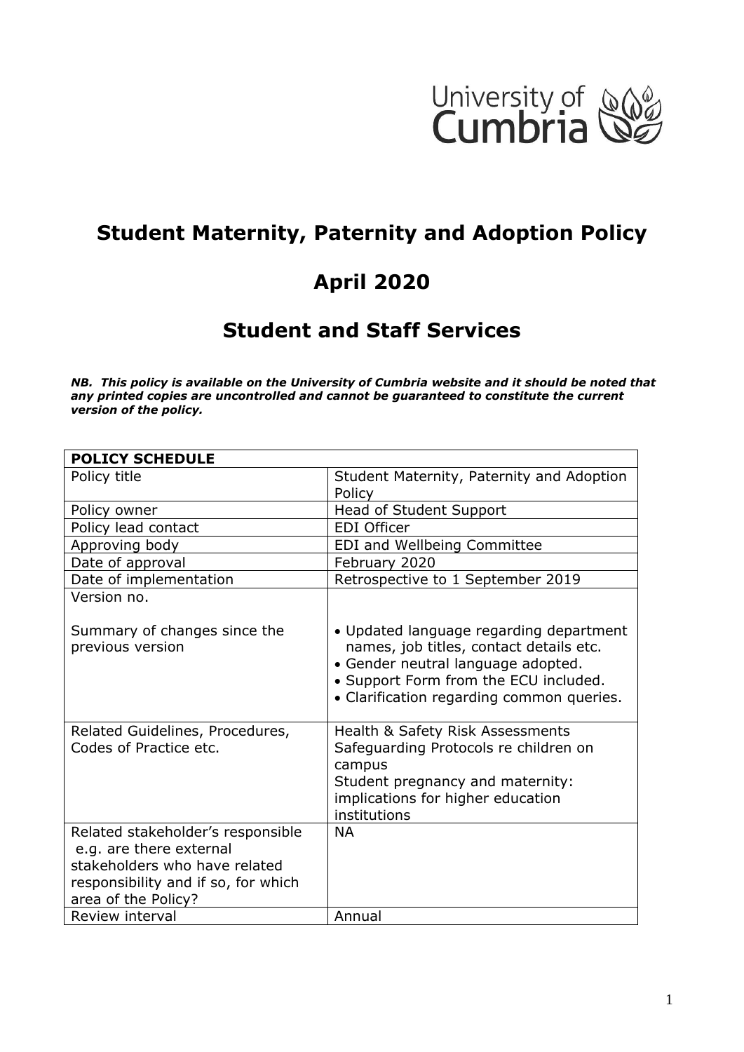University of Cumbria

# Student Maternity, Paternity and Adoption Policy

## April 2020

## Student and Staff Services

***NB. This policy is available on the University of Cumbria website and it should be noted that any printed copies are uncontrolled and cannot be guaranteed to constitute the current version of the policy.***

| **POLICY SCHEDULE** | |
|---|---|
| Policy title | Student Maternity, Paternity and Adoption Policy |
| Policy owner | Head of Student Support |
| Policy lead contact | EDI Officer |
| Approving body | EDI and Wellbeing Committee |
| Date of approval | February 2020 |
| Date of implementation | Retrospective to 1 September 2019 |
| Version no.<br><br>Summary of changes since the previous version | <br><br>• Updated language regarding department names, job titles, contact details etc.<br>• Gender neutral language adopted.<br>• Support Form from the ECU included.<br>• Clarification regarding common queries. |
| Related Guidelines, Procedures, Codes of Practice etc. | Health & Safety Risk Assessments<br>Safeguarding Protocols re children on campus<br>Student pregnancy and maternity: implications for higher education institutions |
| Related stakeholder's responsible e.g. are there external stakeholders who have related responsibility and if so, for which area of the Policy? | NA |
| Review interval | Annual |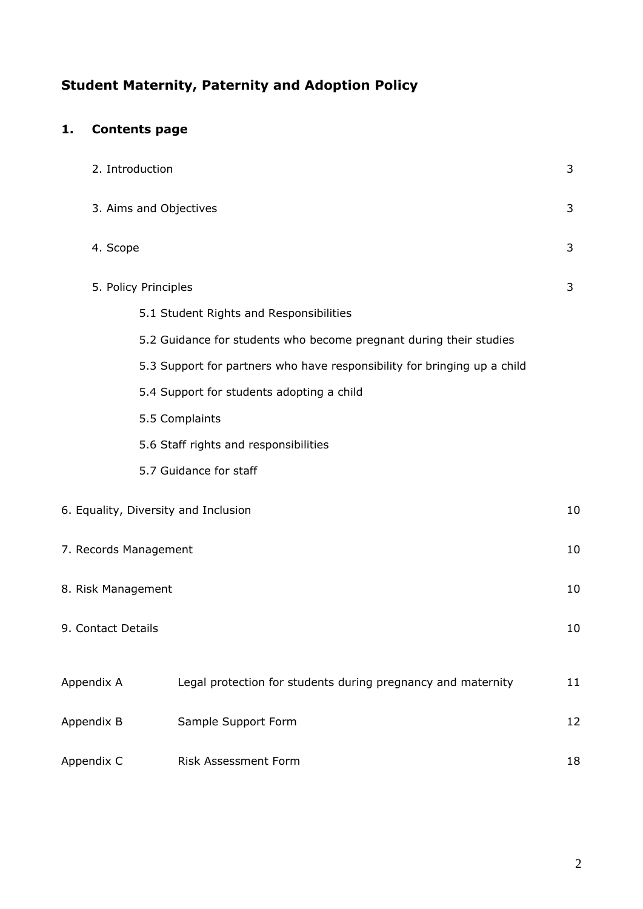# Student Maternity, Paternity and Adoption Policy

## 1. Contents page

| | | |
|---|---|---|
| 2. Introduction | | 3 |
| 3. Aims and Objectives | | 3 |
| 4. Scope | | 3 |
| 5. Policy Principles | | 3 |
| | 5.1 Student Rights and Responsibilities | |
| | 5.2 Guidance for students who become pregnant during their studies | |
| | 5.3 Support for partners who have responsibility for bringing up a child | |
| | 5.4 Support for students adopting a child | |
| | 5.5 Complaints | |
| | 5.6 Staff rights and responsibilities | |
| | 5.7 Guidance for staff | |
| 6. Equality, Diversity and Inclusion | | 10 |
| 7. Records Management | | 10 |
| 8. Risk Management | | 10 |
| 9. Contact Details | | 10 |
| Appendix A | Legal protection for students during pregnancy and maternity | 11 |
| Appendix B | Sample Support Form | 12 |
| Appendix C | Risk Assessment Form | 18 |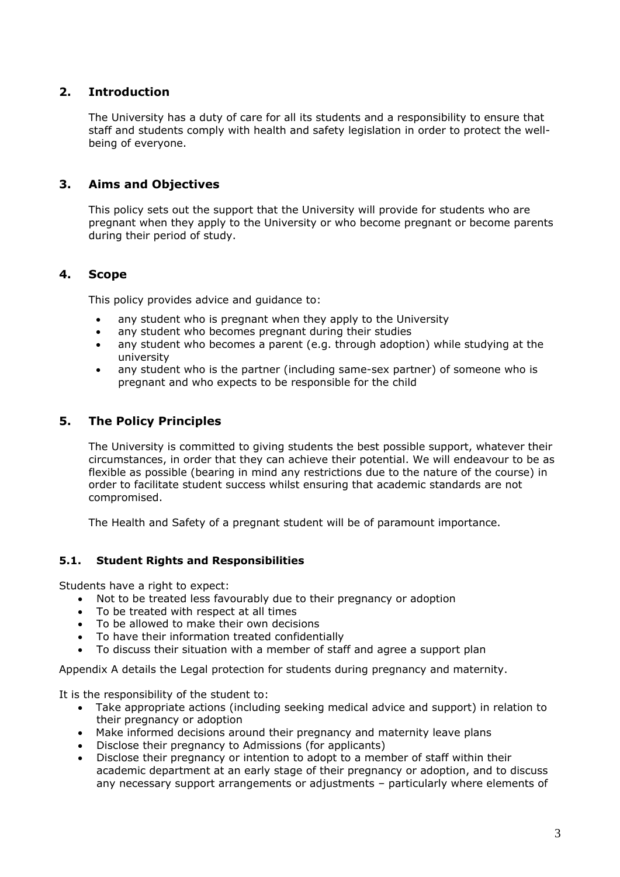## 2. Introduction

The University has a duty of care for all its students and a responsibility to ensure that staff and students comply with health and safety legislation in order to protect the well-being of everyone.

## 3. Aims and Objectives

This policy sets out the support that the University will provide for students who are pregnant when they apply to the University or who become pregnant or become parents during their period of study.

## 4. Scope

This policy provides advice and guidance to:

- any student who is pregnant when they apply to the University
- any student who becomes pregnant during their studies
- any student who becomes a parent (e.g. through adoption) while studying at the university
- any student who is the partner (including same-sex partner) of someone who is pregnant and who expects to be responsible for the child

## 5. The Policy Principles

The University is committed to giving students the best possible support, whatever their circumstances, in order that they can achieve their potential. We will endeavour to be as flexible as possible (bearing in mind any restrictions due to the nature of the course) in order to facilitate student success whilst ensuring that academic standards are not compromised.

The Health and Safety of a pregnant student will be of paramount importance.

### 5.1. Student Rights and Responsibilities

Students have a right to expect:

- Not to be treated less favourably due to their pregnancy or adoption
- To be treated with respect at all times
- To be allowed to make their own decisions
- To have their information treated confidentially
- To discuss their situation with a member of staff and agree a support plan

Appendix A details the Legal protection for students during pregnancy and maternity.

It is the responsibility of the student to:

- Take appropriate actions (including seeking medical advice and support) in relation to their pregnancy or adoption
- Make informed decisions around their pregnancy and maternity leave plans
- Disclose their pregnancy to Admissions (for applicants)
- Disclose their pregnancy or intention to adopt to a member of staff within their academic department at an early stage of their pregnancy or adoption, and to discuss any necessary support arrangements or adjustments – particularly where elements of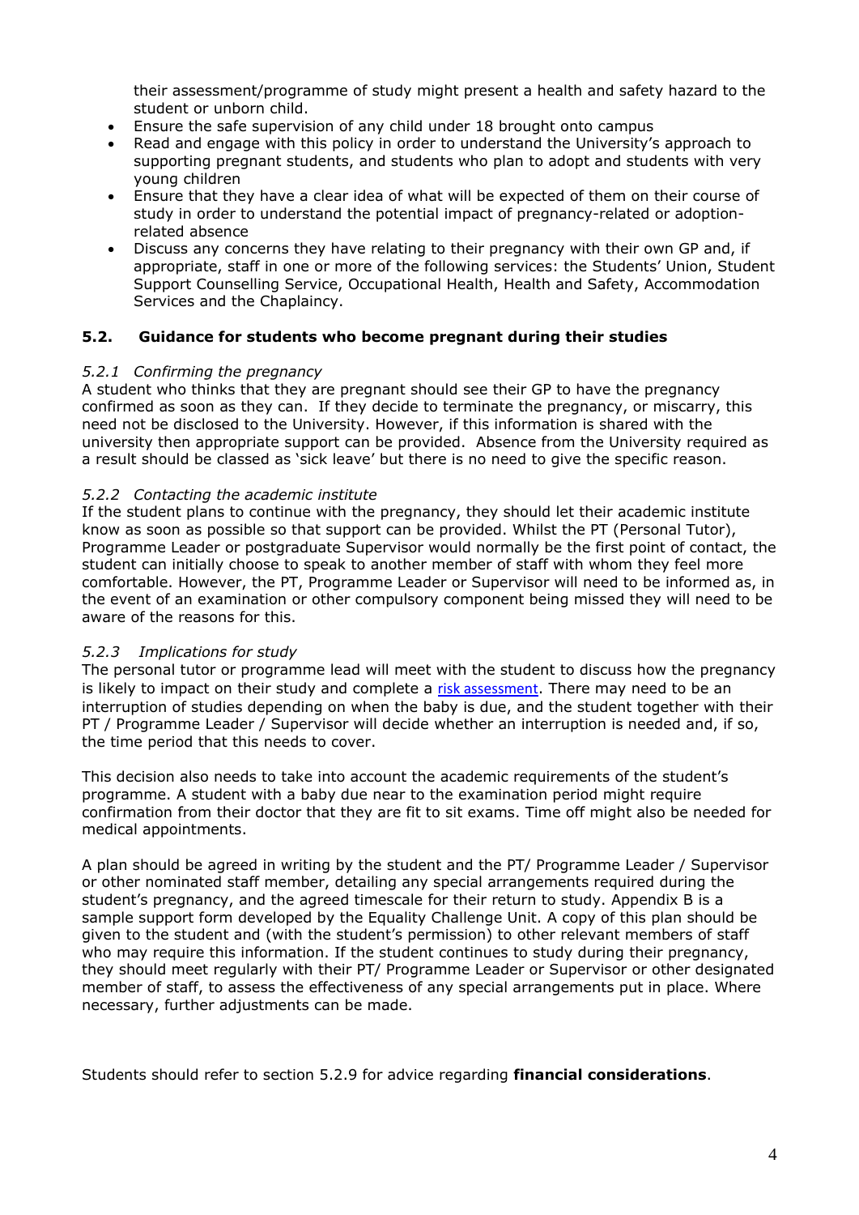their assessment/programme of study might present a health and safety hazard to the student or unborn child.

- Ensure the safe supervision of any child under 18 brought onto campus
- Read and engage with this policy in order to understand the University's approach to supporting pregnant students, and students who plan to adopt and students with very young children
- Ensure that they have a clear idea of what will be expected of them on their course of study in order to understand the potential impact of pregnancy-related or adoption-related absence
- Discuss any concerns they have relating to their pregnancy with their own GP and, if appropriate, staff in one or more of the following services: the Students' Union, Student Support Counselling Service, Occupational Health, Health and Safety, Accommodation Services and the Chaplaincy.

### 5.2. Guidance for students who become pregnant during their studies

*5.2.1 Confirming the pregnancy*

A student who thinks that they are pregnant should see their GP to have the pregnancy confirmed as soon as they can. If they decide to terminate the pregnancy, or miscarry, this need not be disclosed to the University. However, if this information is shared with the university then appropriate support can be provided. Absence from the University required as a result should be classed as 'sick leave' but there is no need to give the specific reason.

*5.2.2 Contacting the academic institute*

If the student plans to continue with the pregnancy, they should let their academic institute know as soon as possible so that support can be provided. Whilst the PT (Personal Tutor), Programme Leader or postgraduate Supervisor would normally be the first point of contact, the student can initially choose to speak to another member of staff with whom they feel more comfortable. However, the PT, Programme Leader or Supervisor will need to be informed as, in the event of an examination or other compulsory component being missed they will need to be aware of the reasons for this.

*5.2.3 Implications for study*

The personal tutor or programme lead will meet with the student to discuss how the pregnancy is likely to impact on their study and complete a risk assessment. There may need to be an interruption of studies depending on when the baby is due, and the student together with their PT / Programme Leader / Supervisor will decide whether an interruption is needed and, if so, the time period that this needs to cover.

This decision also needs to take into account the academic requirements of the student's programme. A student with a baby due near to the examination period might require confirmation from their doctor that they are fit to sit exams. Time off might also be needed for medical appointments.

A plan should be agreed in writing by the student and the PT/ Programme Leader / Supervisor or other nominated staff member, detailing any special arrangements required during the student's pregnancy, and the agreed timescale for their return to study. Appendix B is a sample support form developed by the Equality Challenge Unit. A copy of this plan should be given to the student and (with the student's permission) to other relevant members of staff who may require this information. If the student continues to study during their pregnancy, they should meet regularly with their PT/ Programme Leader or Supervisor or other designated member of staff, to assess the effectiveness of any special arrangements put in place. Where necessary, further adjustments can be made.

Students should refer to section 5.2.9 for advice regarding **financial considerations**.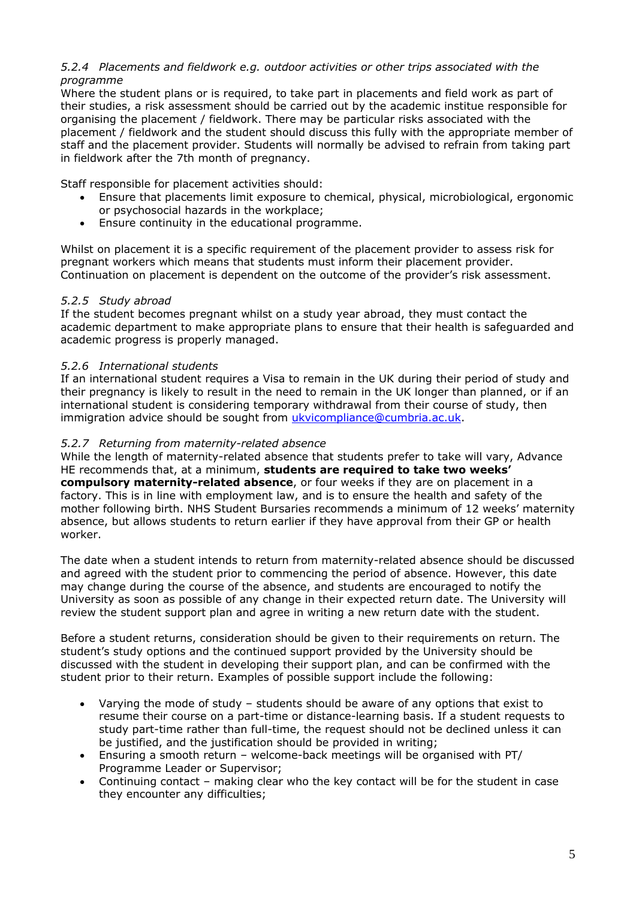#### *5.2.4 Placements and fieldwork e.g. outdoor activities or other trips associated with the programme*

Where the student plans or is required, to take part in placements and field work as part of their studies, a risk assessment should be carried out by the academic institue responsible for organising the placement / fieldwork. There may be particular risks associated with the placement / fieldwork and the student should discuss this fully with the appropriate member of staff and the placement provider. Students will normally be advised to refrain from taking part in fieldwork after the 7th month of pregnancy.

Staff responsible for placement activities should:

- Ensure that placements limit exposure to chemical, physical, microbiological, ergonomic or psychosocial hazards in the workplace;
- Ensure continuity in the educational programme.

Whilst on placement it is a specific requirement of the placement provider to assess risk for pregnant workers which means that students must inform their placement provider. Continuation on placement is dependent on the outcome of the provider's risk assessment.

#### *5.2.5 Study abroad*

If the student becomes pregnant whilst on a study year abroad, they must contact the academic department to make appropriate plans to ensure that their health is safeguarded and academic progress is properly managed.

#### *5.2.6 International students*

If an international student requires a Visa to remain in the UK during their period of study and their pregnancy is likely to result in the need to remain in the UK longer than planned, or if an international student is considering temporary withdrawal from their course of study, then immigration advice should be sought from [ukvicompliance@cumbria.ac.uk](mailto:ukvicompliance@cumbria.ac.uk).

#### *5.2.7 Returning from maternity-related absence*

While the length of maternity-related absence that students prefer to take will vary, Advance HE recommends that, at a minimum, **students are required to take two weeks' compulsory maternity-related absence**, or four weeks if they are on placement in a factory. This is in line with employment law, and is to ensure the health and safety of the mother following birth. NHS Student Bursaries recommends a minimum of 12 weeks' maternity absence, but allows students to return earlier if they have approval from their GP or health worker.

The date when a student intends to return from maternity-related absence should be discussed and agreed with the student prior to commencing the period of absence. However, this date may change during the course of the absence, and students are encouraged to notify the University as soon as possible of any change in their expected return date. The University will review the student support plan and agree in writing a new return date with the student.

Before a student returns, consideration should be given to their requirements on return. The student's study options and the continued support provided by the University should be discussed with the student in developing their support plan, and can be confirmed with the student prior to their return. Examples of possible support include the following:

- Varying the mode of study – students should be aware of any options that exist to resume their course on a part-time or distance-learning basis. If a student requests to study part-time rather than full-time, the request should not be declined unless it can be justified, and the justification should be provided in writing;
- Ensuring a smooth return – welcome-back meetings will be organised with PT/ Programme Leader or Supervisor;
- Continuing contact – making clear who the key contact will be for the student in case they encounter any difficulties;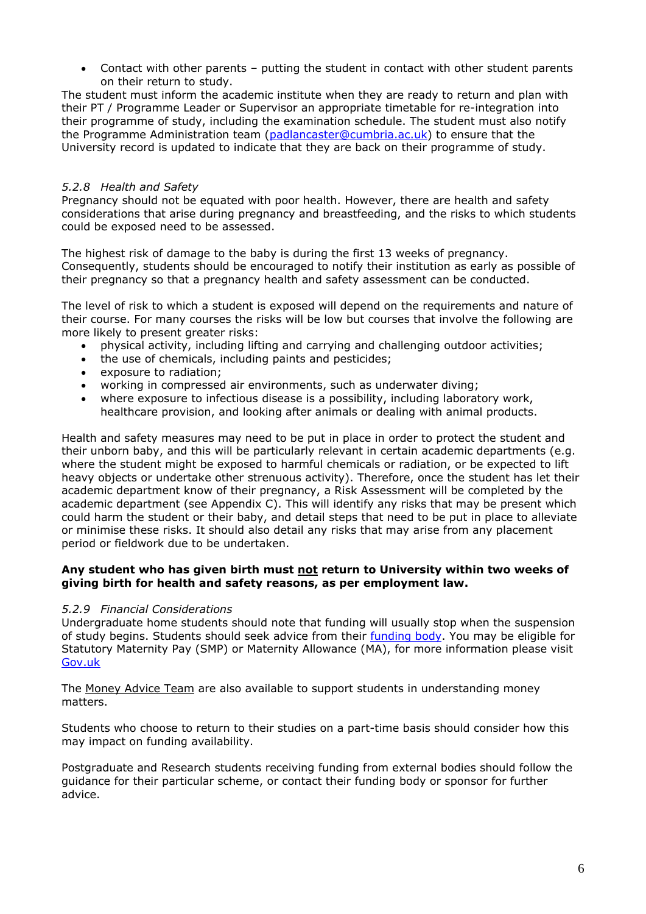- Contact with other parents – putting the student in contact with other student parents on their return to study.

The student must inform the academic institute when they are ready to return and plan with their PT / Programme Leader or Supervisor an appropriate timetable for re-integration into their programme of study, including the examination schedule. The student must also notify the Programme Administration team (padlancaster@cumbria.ac.uk) to ensure that the University record is updated to indicate that they are back on their programme of study.

*5.2.8 Health and Safety*

Pregnancy should not be equated with poor health. However, there are health and safety considerations that arise during pregnancy and breastfeeding, and the risks to which students could be exposed need to be assessed.

The highest risk of damage to the baby is during the first 13 weeks of pregnancy. Consequently, students should be encouraged to notify their institution as early as possible of their pregnancy so that a pregnancy health and safety assessment can be conducted.

The level of risk to which a student is exposed will depend on the requirements and nature of their course. For many courses the risks will be low but courses that involve the following are more likely to present greater risks:

- physical activity, including lifting and carrying and challenging outdoor activities;
- the use of chemicals, including paints and pesticides;
- exposure to radiation;
- working in compressed air environments, such as underwater diving;
- where exposure to infectious disease is a possibility, including laboratory work, healthcare provision, and looking after animals or dealing with animal products.

Health and safety measures may need to be put in place in order to protect the student and their unborn baby, and this will be particularly relevant in certain academic departments (e.g. where the student might be exposed to harmful chemicals or radiation, or be expected to lift heavy objects or undertake other strenuous activity). Therefore, once the student has let their academic department know of their pregnancy, a Risk Assessment will be completed by the academic department (see Appendix C). This will identify any risks that may be present which could harm the student or their baby, and detail steps that need to be put in place to alleviate or minimise these risks. It should also detail any risks that may arise from any placement period or fieldwork due to be undertaken.

**Any student who has given birth must <u>not</u> return to University within two weeks of giving birth for health and safety reasons, as per employment law.**

*5.2.9 Financial Considerations*

Undergraduate home students should note that funding will usually stop when the suspension of study begins. Students should seek advice from their funding body. You may be eligible for Statutory Maternity Pay (SMP) or Maternity Allowance (MA), for more information please visit Gov.uk

The Money Advice Team are also available to support students in understanding money matters.

Students who choose to return to their studies on a part-time basis should consider how this may impact on funding availability.

Postgraduate and Research students receiving funding from external bodies should follow the guidance for their particular scheme, or contact their funding body or sponsor for further advice.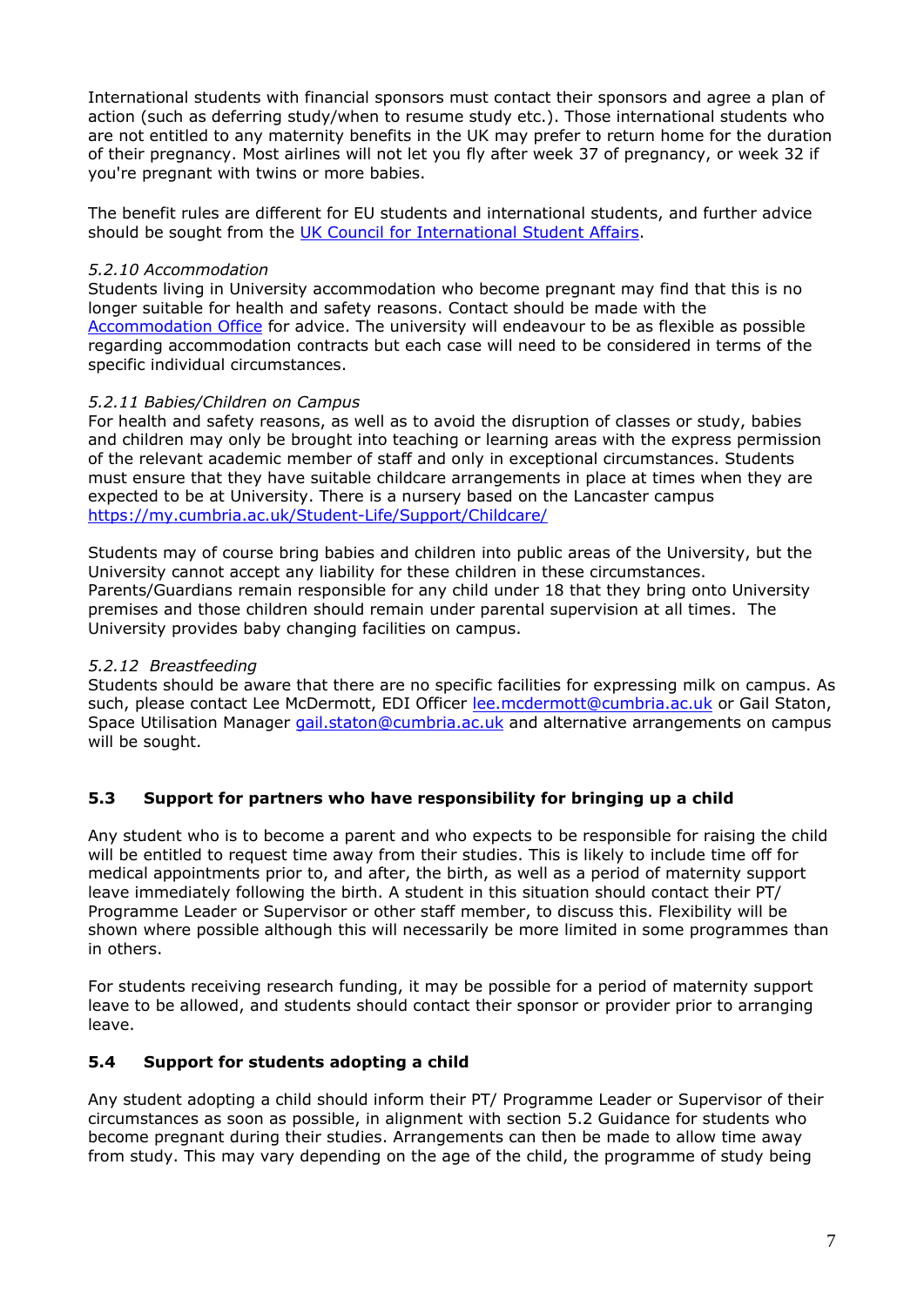International students with financial sponsors must contact their sponsors and agree a plan of action (such as deferring study/when to resume study etc.). Those international students who are not entitled to any maternity benefits in the UK may prefer to return home for the duration of their pregnancy. Most airlines will not let you fly after week 37 of pregnancy, or week 32 if you're pregnant with twins or more babies.

The benefit rules are different for EU students and international students, and further advice should be sought from the [UK Council for International Student Affairs](#).

*5.2.10 Accommodation*

Students living in University accommodation who become pregnant may find that this is no longer suitable for health and safety reasons. Contact should be made with the [Accommodation Office](#) for advice. The university will endeavour to be as flexible as possible regarding accommodation contracts but each case will need to be considered in terms of the specific individual circumstances.

*5.2.11 Babies/Children on Campus*

For health and safety reasons, as well as to avoid the disruption of classes or study, babies and children may only be brought into teaching or learning areas with the express permission of the relevant academic member of staff and only in exceptional circumstances. Students must ensure that they have suitable childcare arrangements in place at times when they are expected to be at University. There is a nursery based on the Lancaster campus https://my.cumbria.ac.uk/Student-Life/Support/Childcare/

Students may of course bring babies and children into public areas of the University, but the University cannot accept any liability for these children in these circumstances. Parents/Guardians remain responsible for any child under 18 that they bring onto University premises and those children should remain under parental supervision at all times. The University provides baby changing facilities on campus.

*5.2.12 Breastfeeding*

Students should be aware that there are no specific facilities for expressing milk on campus. As such, please contact Lee McDermott, EDI Officer lee.mcdermott@cumbria.ac.uk or Gail Staton, Space Utilisation Manager gail.staton@cumbria.ac.uk and alternative arrangements on campus will be sought.

## 5.3 Support for partners who have responsibility for bringing up a child

Any student who is to become a parent and who expects to be responsible for raising the child will be entitled to request time away from their studies. This is likely to include time off for medical appointments prior to, and after, the birth, as well as a period of maternity support leave immediately following the birth. A student in this situation should contact their PT/ Programme Leader or Supervisor or other staff member, to discuss this. Flexibility will be shown where possible although this will necessarily be more limited in some programmes than in others.

For students receiving research funding, it may be possible for a period of maternity support leave to be allowed, and students should contact their sponsor or provider prior to arranging leave.

## 5.4 Support for students adopting a child

Any student adopting a child should inform their PT/ Programme Leader or Supervisor of their circumstances as soon as possible, in alignment with section 5.2 Guidance for students who become pregnant during their studies. Arrangements can then be made to allow time away from study. This may vary depending on the age of the child, the programme of study being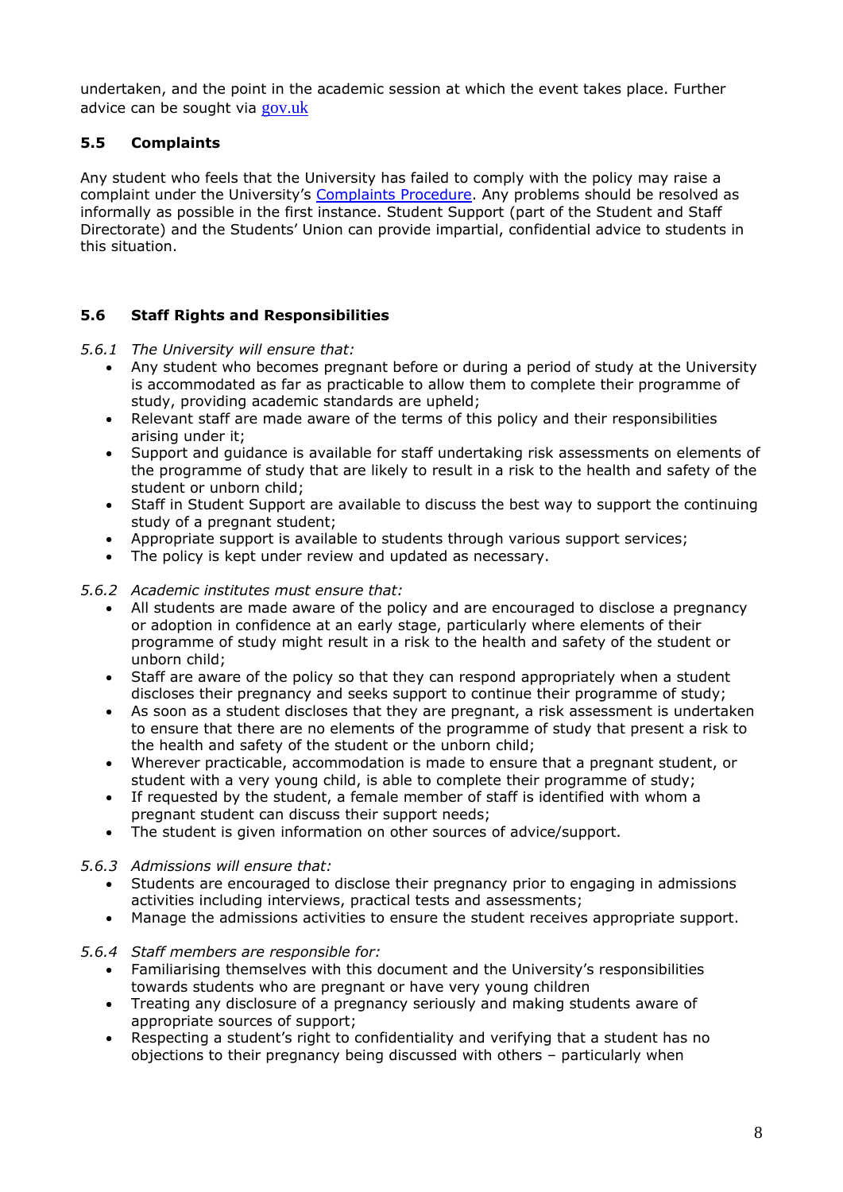undertaken, and the point in the academic session at which the event takes place. Further advice can be sought via [gov.uk](gov.uk)

### 5.5 Complaints

Any student who feels that the University has failed to comply with the policy may raise a complaint under the University's [Complaints Procedure](). Any problems should be resolved as informally as possible in the first instance. Student Support (part of the Student and Staff Directorate) and the Students' Union can provide impartial, confidential advice to students in this situation.

### 5.6 Staff Rights and Responsibilities

*5.6.1 The University will ensure that:*

- Any student who becomes pregnant before or during a period of study at the University is accommodated as far as practicable to allow them to complete their programme of study, providing academic standards are upheld;
- Relevant staff are made aware of the terms of this policy and their responsibilities arising under it;
- Support and guidance is available for staff undertaking risk assessments on elements of the programme of study that are likely to result in a risk to the health and safety of the student or unborn child;
- Staff in Student Support are available to discuss the best way to support the continuing study of a pregnant student;
- Appropriate support is available to students through various support services;
- The policy is kept under review and updated as necessary.

*5.6.2 Academic institutes must ensure that:*

- All students are made aware of the policy and are encouraged to disclose a pregnancy or adoption in confidence at an early stage, particularly where elements of their programme of study might result in a risk to the health and safety of the student or unborn child;
- Staff are aware of the policy so that they can respond appropriately when a student discloses their pregnancy and seeks support to continue their programme of study;
- As soon as a student discloses that they are pregnant, a risk assessment is undertaken to ensure that there are no elements of the programme of study that present a risk to the health and safety of the student or the unborn child;
- Wherever practicable, accommodation is made to ensure that a pregnant student, or student with a very young child, is able to complete their programme of study;
- If requested by the student, a female member of staff is identified with whom a pregnant student can discuss their support needs;
- The student is given information on other sources of advice/support.

*5.6.3 Admissions will ensure that:*

- Students are encouraged to disclose their pregnancy prior to engaging in admissions activities including interviews, practical tests and assessments;
- Manage the admissions activities to ensure the student receives appropriate support.

*5.6.4 Staff members are responsible for:*

- Familiarising themselves with this document and the University's responsibilities towards students who are pregnant or have very young children
- Treating any disclosure of a pregnancy seriously and making students aware of appropriate sources of support;
- Respecting a student's right to confidentiality and verifying that a student has no objections to their pregnancy being discussed with others – particularly when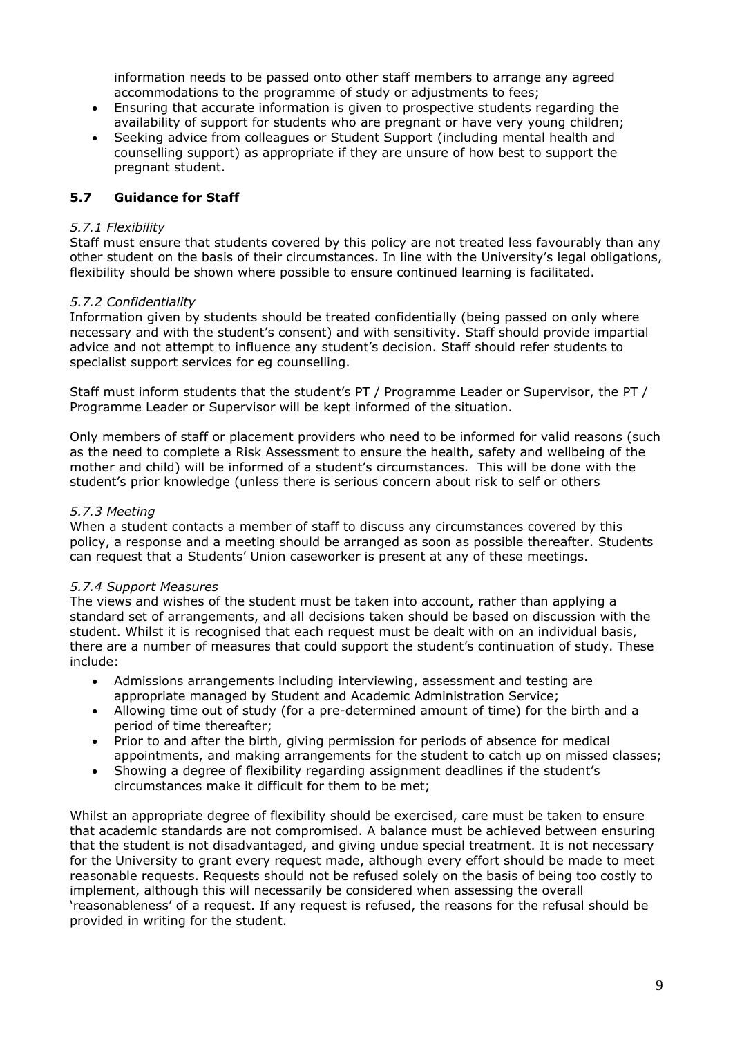information needs to be passed onto other staff members to arrange any agreed accommodations to the programme of study or adjustments to fees;

- Ensuring that accurate information is given to prospective students regarding the availability of support for students who are pregnant or have very young children;
- Seeking advice from colleagues or Student Support (including mental health and counselling support) as appropriate if they are unsure of how best to support the pregnant student.

### 5.7 Guidance for Staff

*5.7.1 Flexibility*

Staff must ensure that students covered by this policy are not treated less favourably than any other student on the basis of their circumstances. In line with the University's legal obligations, flexibility should be shown where possible to ensure continued learning is facilitated.

*5.7.2 Confidentiality*

Information given by students should be treated confidentially (being passed on only where necessary and with the student's consent) and with sensitivity. Staff should provide impartial advice and not attempt to influence any student's decision. Staff should refer students to specialist support services for eg counselling.

Staff must inform students that the student's PT / Programme Leader or Supervisor, the PT / Programme Leader or Supervisor will be kept informed of the situation.

Only members of staff or placement providers who need to be informed for valid reasons (such as the need to complete a Risk Assessment to ensure the health, safety and wellbeing of the mother and child) will be informed of a student's circumstances. This will be done with the student's prior knowledge (unless there is serious concern about risk to self or others

*5.7.3 Meeting*

When a student contacts a member of staff to discuss any circumstances covered by this policy, a response and a meeting should be arranged as soon as possible thereafter. Students can request that a Students' Union caseworker is present at any of these meetings.

*5.7.4 Support Measures*

The views and wishes of the student must be taken into account, rather than applying a standard set of arrangements, and all decisions taken should be based on discussion with the student. Whilst it is recognised that each request must be dealt with on an individual basis, there are a number of measures that could support the student's continuation of study. These include:

- Admissions arrangements including interviewing, assessment and testing are appropriate managed by Student and Academic Administration Service;
- Allowing time out of study (for a pre-determined amount of time) for the birth and a period of time thereafter;
- Prior to and after the birth, giving permission for periods of absence for medical appointments, and making arrangements for the student to catch up on missed classes;
- Showing a degree of flexibility regarding assignment deadlines if the student's circumstances make it difficult for them to be met;

Whilst an appropriate degree of flexibility should be exercised, care must be taken to ensure that academic standards are not compromised. A balance must be achieved between ensuring that the student is not disadvantaged, and giving undue special treatment. It is not necessary for the University to grant every request made, although every effort should be made to meet reasonable requests. Requests should not be refused solely on the basis of being too costly to implement, although this will necessarily be considered when assessing the overall 'reasonableness' of a request. If any request is refused, the reasons for the refusal should be provided in writing for the student.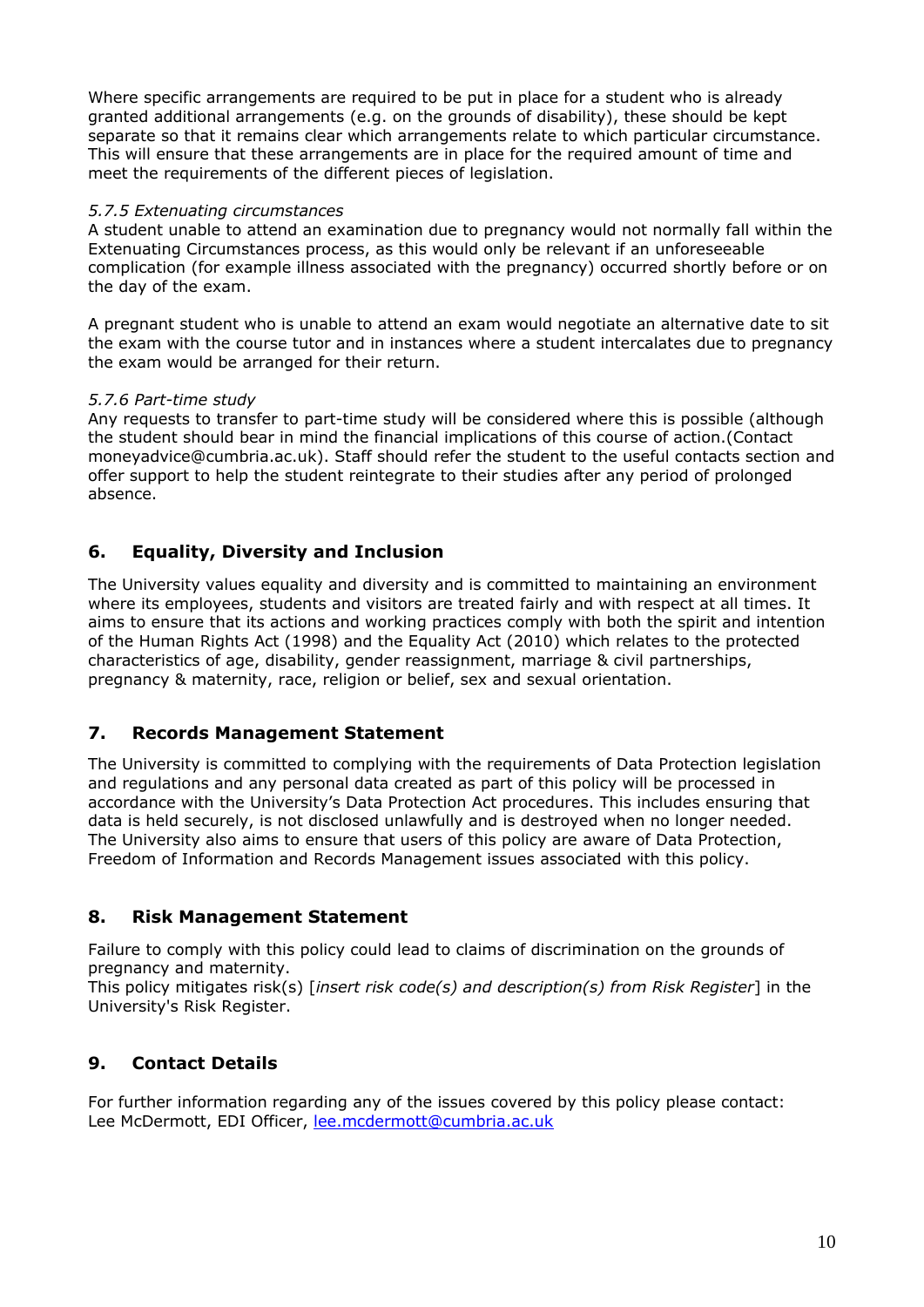Where specific arrangements are required to be put in place for a student who is already granted additional arrangements (e.g. on the grounds of disability), these should be kept separate so that it remains clear which arrangements relate to which particular circumstance. This will ensure that these arrangements are in place for the required amount of time and meet the requirements of the different pieces of legislation.

*5.7.5 Extenuating circumstances*

A student unable to attend an examination due to pregnancy would not normally fall within the Extenuating Circumstances process, as this would only be relevant if an unforeseeable complication (for example illness associated with the pregnancy) occurred shortly before or on the day of the exam.

A pregnant student who is unable to attend an exam would negotiate an alternative date to sit the exam with the course tutor and in instances where a student intercalates due to pregnancy the exam would be arranged for their return.

*5.7.6 Part-time study*

Any requests to transfer to part-time study will be considered where this is possible (although the student should bear in mind the financial implications of this course of action.(Contact moneyadvice@cumbria.ac.uk). Staff should refer the student to the useful contacts section and offer support to help the student reintegrate to their studies after any period of prolonged absence.

## 6. Equality, Diversity and Inclusion

The University values equality and diversity and is committed to maintaining an environment where its employees, students and visitors are treated fairly and with respect at all times. It aims to ensure that its actions and working practices comply with both the spirit and intention of the Human Rights Act (1998) and the Equality Act (2010) which relates to the protected characteristics of age, disability, gender reassignment, marriage & civil partnerships, pregnancy & maternity, race, religion or belief, sex and sexual orientation.

## 7. Records Management Statement

The University is committed to complying with the requirements of Data Protection legislation and regulations and any personal data created as part of this policy will be processed in accordance with the University's Data Protection Act procedures. This includes ensuring that data is held securely, is not disclosed unlawfully and is destroyed when no longer needed. The University also aims to ensure that users of this policy are aware of Data Protection, Freedom of Information and Records Management issues associated with this policy.

## 8. Risk Management Statement

Failure to comply with this policy could lead to claims of discrimination on the grounds of pregnancy and maternity.
This policy mitigates risk(s) [*insert risk code(s) and description(s) from Risk Register*] in the University's Risk Register.

## 9. Contact Details

For further information regarding any of the issues covered by this policy please contact:
Lee McDermott, EDI Officer, lee.mcdermott@cumbria.ac.uk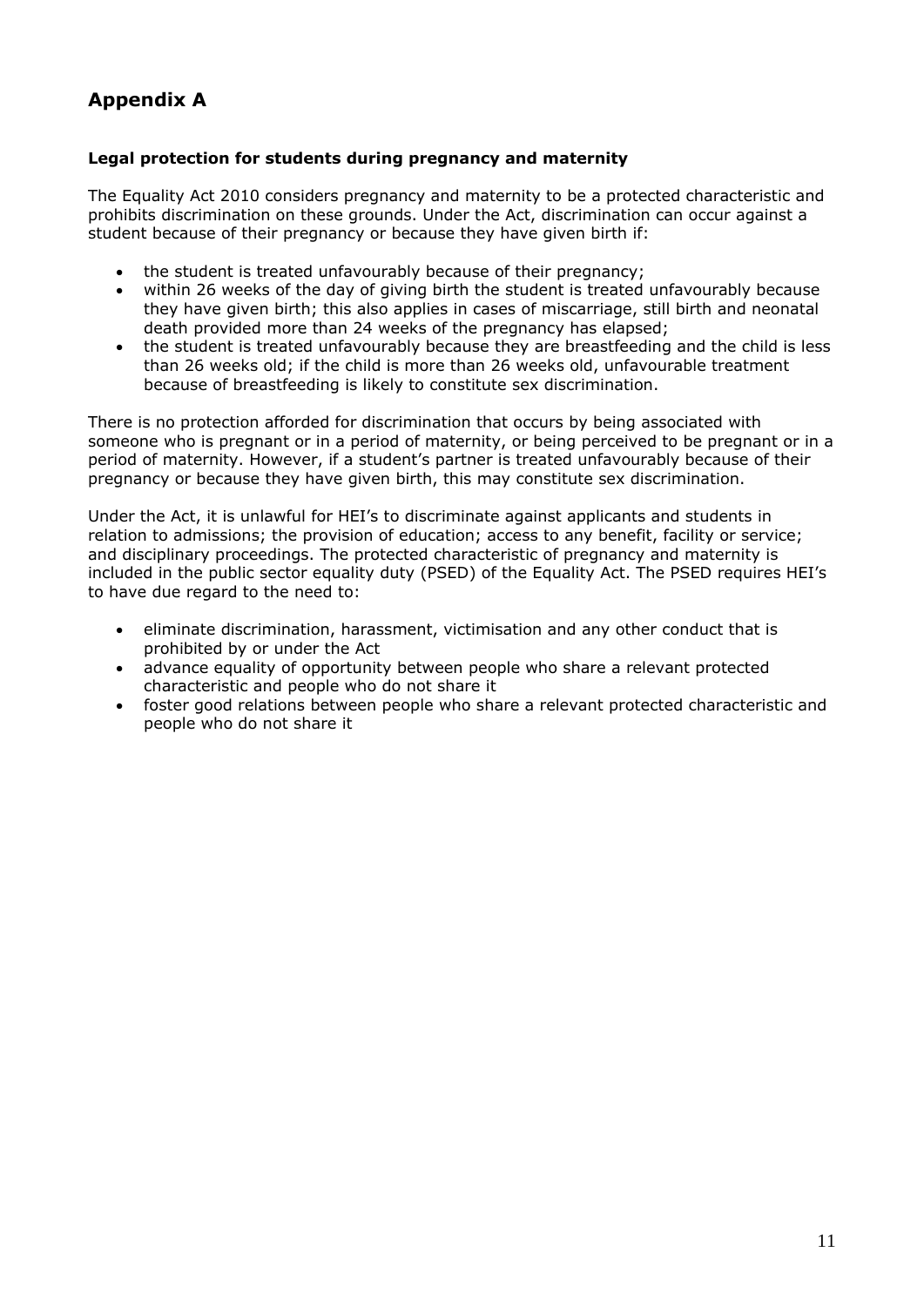# Appendix A

**Legal protection for students during pregnancy and maternity**

The Equality Act 2010 considers pregnancy and maternity to be a protected characteristic and prohibits discrimination on these grounds. Under the Act, discrimination can occur against a student because of their pregnancy or because they have given birth if:

- the student is treated unfavourably because of their pregnancy;
- within 26 weeks of the day of giving birth the student is treated unfavourably because they have given birth; this also applies in cases of miscarriage, still birth and neonatal death provided more than 24 weeks of the pregnancy has elapsed;
- the student is treated unfavourably because they are breastfeeding and the child is less than 26 weeks old; if the child is more than 26 weeks old, unfavourable treatment because of breastfeeding is likely to constitute sex discrimination.

There is no protection afforded for discrimination that occurs by being associated with someone who is pregnant or in a period of maternity, or being perceived to be pregnant or in a period of maternity. However, if a student's partner is treated unfavourably because of their pregnancy or because they have given birth, this may constitute sex discrimination.

Under the Act, it is unlawful for HEI's to discriminate against applicants and students in relation to admissions; the provision of education; access to any benefit, facility or service; and disciplinary proceedings. The protected characteristic of pregnancy and maternity is included in the public sector equality duty (PSED) of the Equality Act. The PSED requires HEI's to have due regard to the need to:

- eliminate discrimination, harassment, victimisation and any other conduct that is prohibited by or under the Act
- advance equality of opportunity between people who share a relevant protected characteristic and people who do not share it
- foster good relations between people who share a relevant protected characteristic and people who do not share it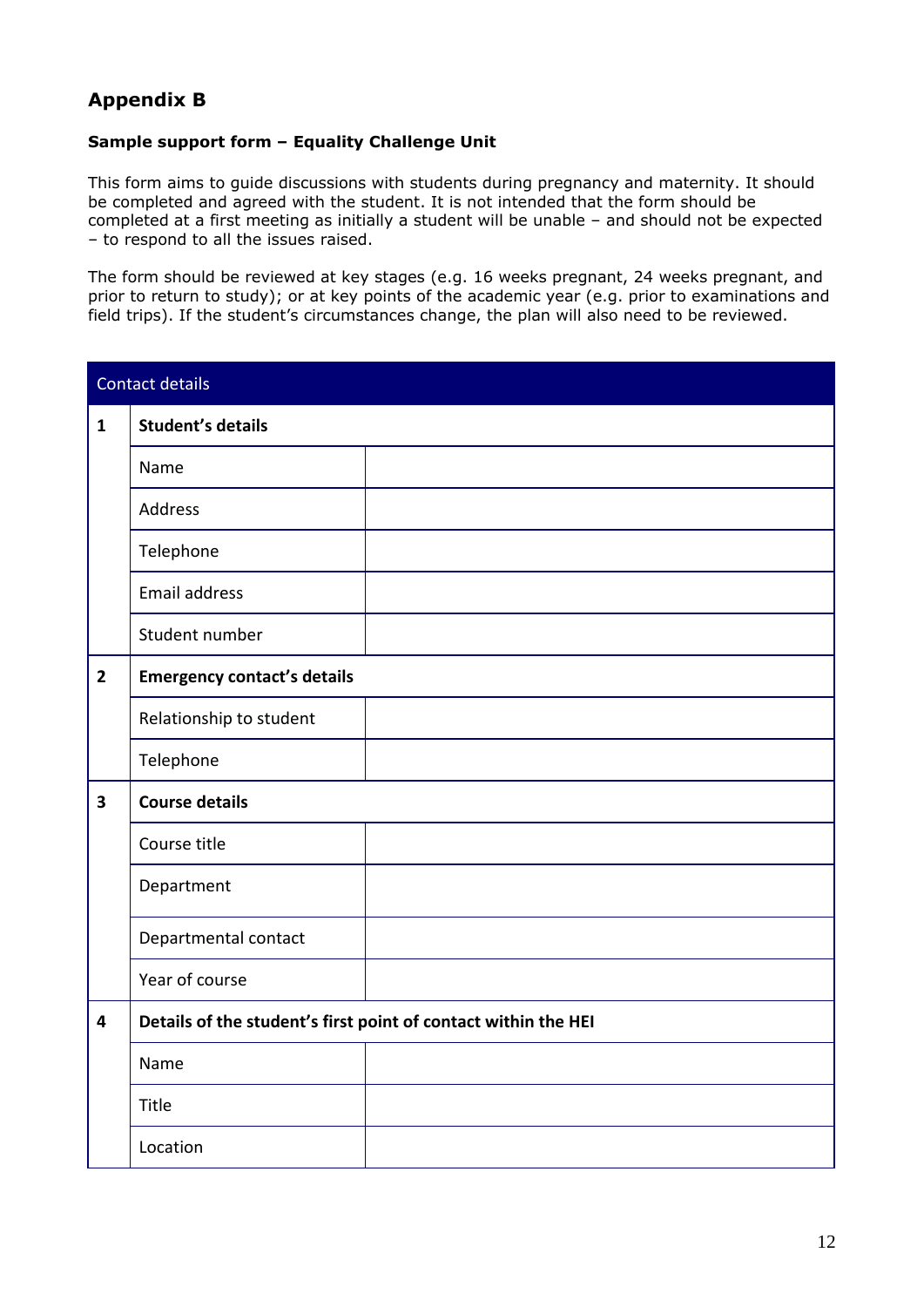## Appendix B

**Sample support form – Equality Challenge Unit**

This form aims to guide discussions with students during pregnancy and maternity. It should be completed and agreed with the student. It is not intended that the form should be completed at a first meeting as initially a student will be unable – and should not be expected – to respond to all the issues raised.

The form should be reviewed at key stages (e.g. 16 weeks pregnant, 24 weeks pregnant, and prior to return to study); or at key points of the academic year (e.g. prior to examinations and field trips). If the student's circumstances change, the plan will also need to be reviewed.

| Contact details | | |
|---|---|---|
| **1** | **Student's details** | |
| | Name | |
| | Address | |
| | Telephone | |
| | Email address | |
| | Student number | |
| **2** | **Emergency contact's details** | |
| | Relationship to student | |
| | Telephone | |
| **3** | **Course details** | |
| | Course title | |
| | Department | |
| | Departmental contact | |
| | Year of course | |
| **4** | **Details of the student's first point of contact within the HEI** | |
| | Name | |
| | Title | |
| | Location | |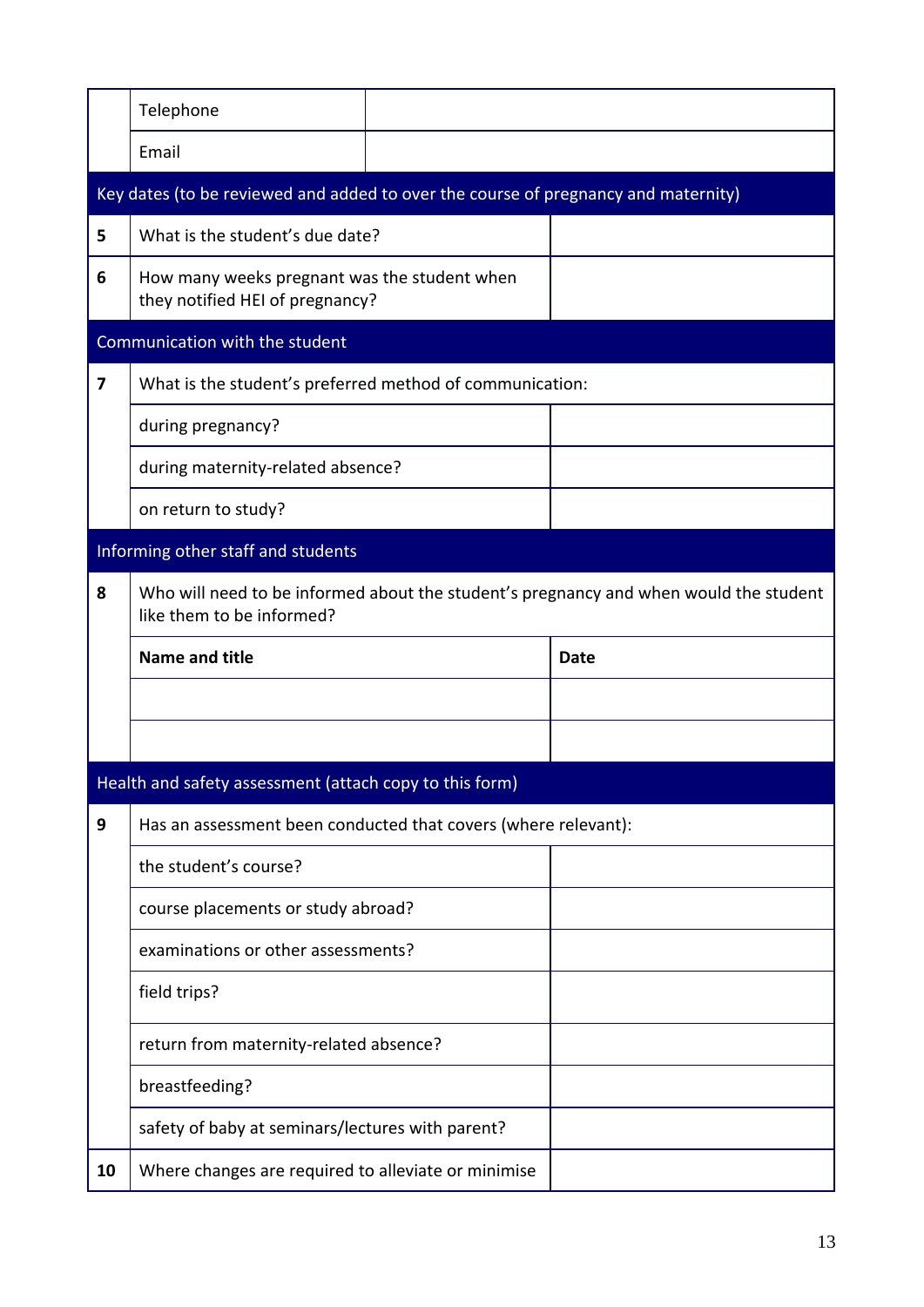| | | |
|---|---|---|
| | Telephone | |
| | Email | |
| **Key dates (to be reviewed and added to over the course of pregnancy and maternity)** | | |
| **5** | What is the student's due date? | |
| **6** | How many weeks pregnant was the student when they notified HEI of pregnancy? | |
| **Communication with the student** | | |
| **7** | What is the student's preferred method of communication: | |
| | during pregnancy? | |
| | during maternity-related absence? | |
| | on return to study? | |
| **Informing other staff and students** | | |
| **8** | Who will need to be informed about the student's pregnancy and when would the student like them to be informed? | |
| | **Name and title** | **Date** |
| | | |
| | | |
| **Health and safety assessment (attach copy to this form)** | | |
| **9** | Has an assessment been conducted that covers (where relevant): | |
| | the student's course? | |
| | course placements or study abroad? | |
| | examinations or other assessments? | |
| | field trips? | |
| | return from maternity-related absence? | |
| | breastfeeding? | |
| | safety of baby at seminars/lectures with parent? | |
| **10** | Where changes are required to alleviate or minimise | |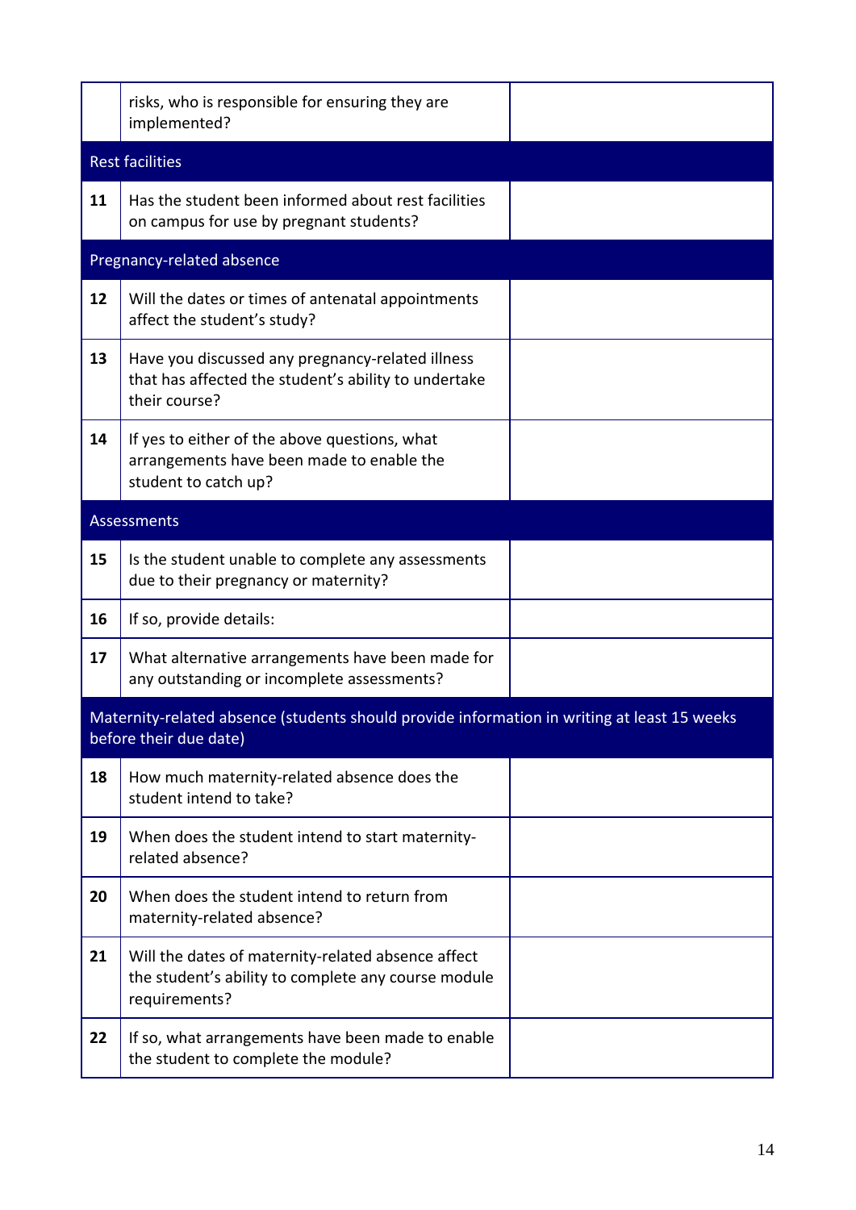| | | |
|---|---|---|
| | risks, who is responsible for ensuring they are implemented? | |
| **Rest facilities** | | |
| **11** | Has the student been informed about rest facilities on campus for use by pregnant students? | |
| **Pregnancy-related absence** | | |
| **12** | Will the dates or times of antenatal appointments affect the student's study? | |
| **13** | Have you discussed any pregnancy-related illness that has affected the student's ability to undertake their course? | |
| **14** | If yes to either of the above questions, what arrangements have been made to enable the student to catch up? | |
| **Assessments** | | |
| **15** | Is the student unable to complete any assessments due to their pregnancy or maternity? | |
| **16** | If so, provide details: | |
| **17** | What alternative arrangements have been made for any outstanding or incomplete assessments? | |
| **Maternity-related absence (students should provide information in writing at least 15 weeks before their due date)** | | |
| **18** | How much maternity-related absence does the student intend to take? | |
| **19** | When does the student intend to start maternity-related absence? | |
| **20** | When does the student intend to return from maternity-related absence? | |
| **21** | Will the dates of maternity-related absence affect the student's ability to complete any course module requirements? | |
| **22** | If so, what arrangements have been made to enable the student to complete the module? | |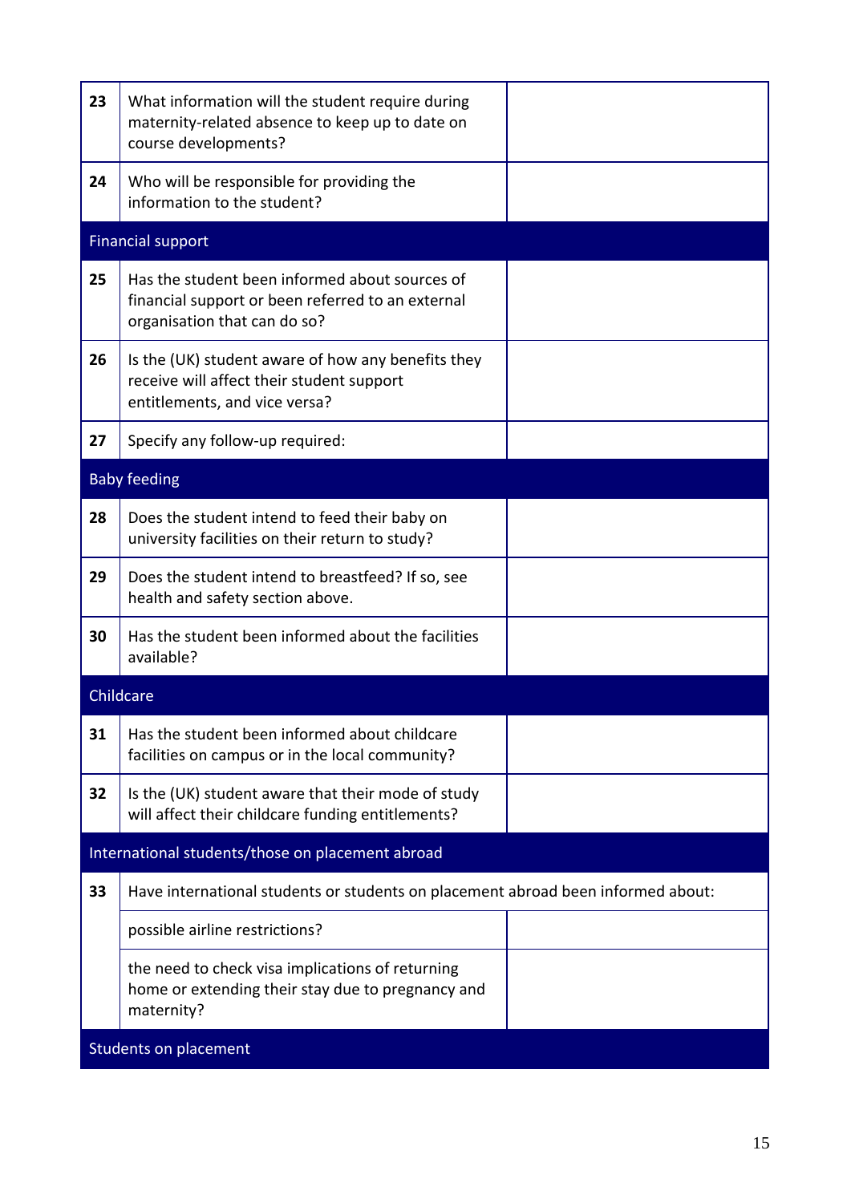| | | |
|---|---|---|
| **23** | What information will the student require during maternity-related absence to keep up to date on course developments? | |
| **24** | Who will be responsible for providing the information to the student? | |
| Financial support | | |
| **25** | Has the student been informed about sources of financial support or been referred to an external organisation that can do so? | |
| **26** | Is the (UK) student aware of how any benefits they receive will affect their student support entitlements, and vice versa? | |
| **27** | Specify any follow-up required: | |
| Baby feeding | | |
| **28** | Does the student intend to feed their baby on university facilities on their return to study? | |
| **29** | Does the student intend to breastfeed? If so, see health and safety section above. | |
| **30** | Has the student been informed about the facilities available? | |
| Childcare | | |
| **31** | Has the student been informed about childcare facilities on campus or in the local community? | |
| **32** | Is the (UK) student aware that their mode of study will affect their childcare funding entitlements? | |
| International students/those on placement abroad | | |
| **33** | Have international students or students on placement abroad been informed about: | |
| | possible airline restrictions? | |
| | the need to check visa implications of returning home or extending their stay due to pregnancy and maternity? | |
| Students on placement | | |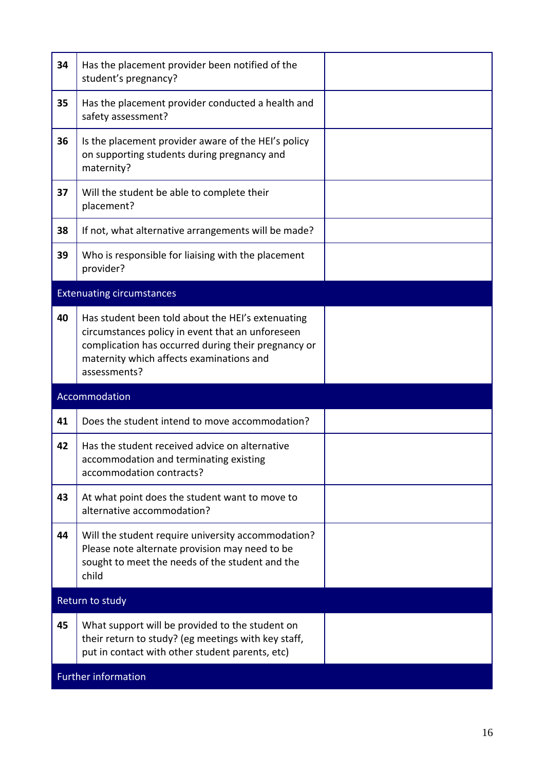| | | |
|---|---|---|
| **34** | Has the placement provider been notified of the student's pregnancy? | |
| **35** | Has the placement provider conducted a health and safety assessment? | |
| **36** | Is the placement provider aware of the HEI's policy on supporting students during pregnancy and maternity? | |
| **37** | Will the student be able to complete their placement? | |
| **38** | If not, what alternative arrangements will be made? | |
| **39** | Who is responsible for liaising with the placement provider? | |
| Extenuating circumstances | | |
| **40** | Has student been told about the HEI's extenuating circumstances policy in event that an unforeseen complication has occurred during their pregnancy or maternity which affects examinations and assessments? | |
| Accommodation | | |
| **41** | Does the student intend to move accommodation? | |
| **42** | Has the student received advice on alternative accommodation and terminating existing accommodation contracts? | |
| **43** | At what point does the student want to move to alternative accommodation? | |
| **44** | Will the student require university accommodation? Please note alternate provision may need to be sought to meet the needs of the student and the child | |
| Return to study | | |
| **45** | What support will be provided to the student on their return to study? (eg meetings with key staff, put in contact with other student parents, etc) | |
| Further information | | |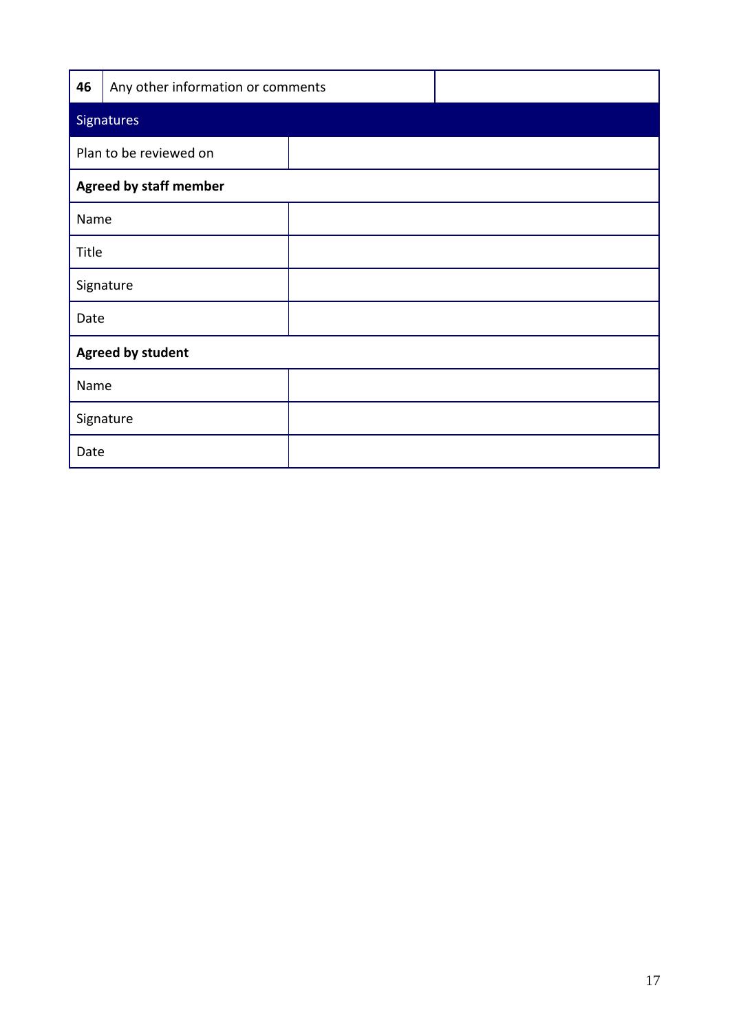| **46** | Any other information or comments | |
|---|---|---|
| Signatures | | |
| Plan to be reviewed on | | |
| **Agreed by staff member** | | |
| Name | | |
| Title | | |
| Signature | | |
| Date | | |
| **Agreed by student** | | |
| Name | | |
| Signature | | |
| Date | | |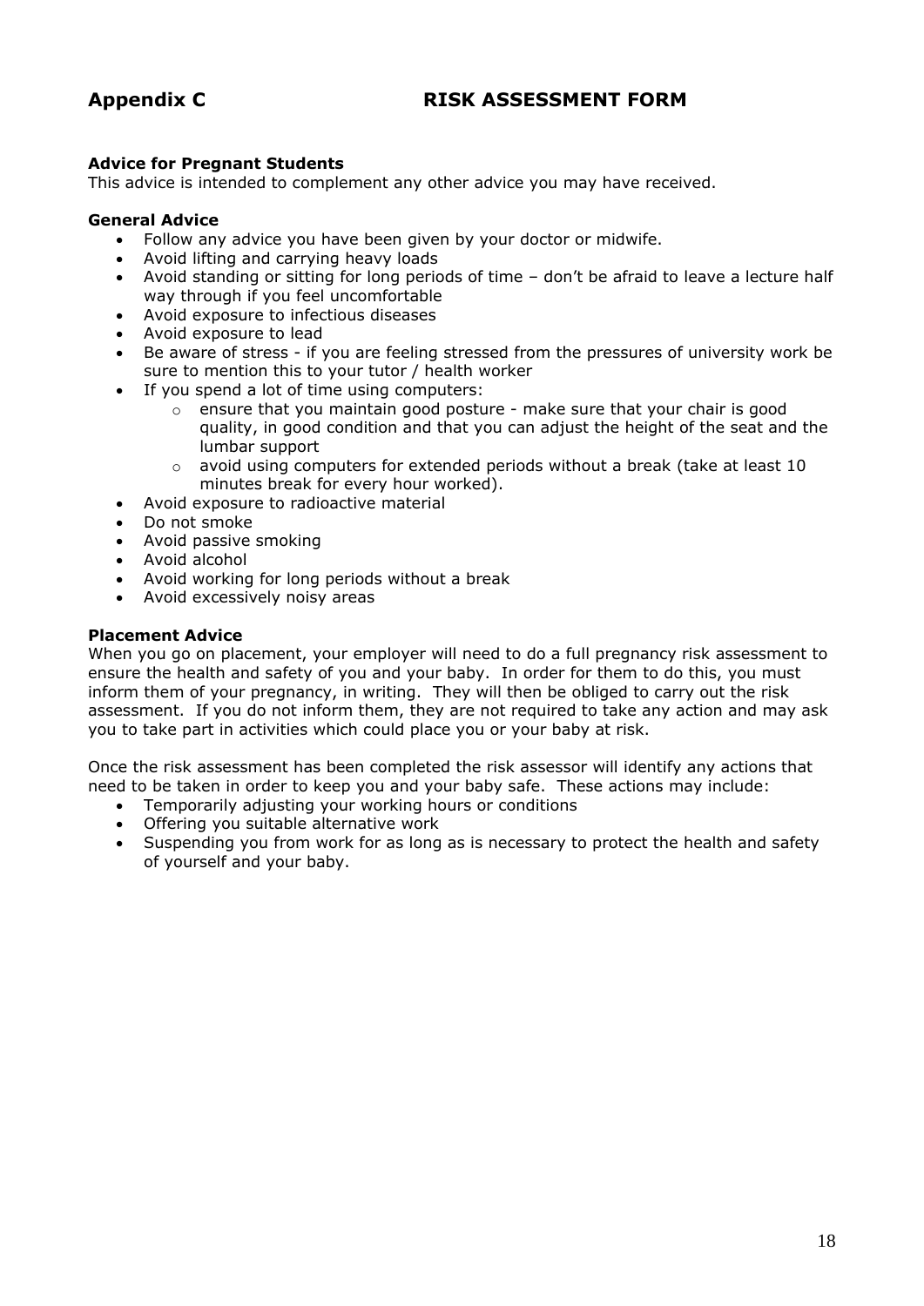# Appendix C RISK ASSESSMENT FORM

**Advice for Pregnant Students**

This advice is intended to complement any other advice you may have received.

**General Advice**

- Follow any advice you have been given by your doctor or midwife.
- Avoid lifting and carrying heavy loads
- Avoid standing or sitting for long periods of time – don't be afraid to leave a lecture half way through if you feel uncomfortable
- Avoid exposure to infectious diseases
- Avoid exposure to lead
- Be aware of stress - if you are feeling stressed from the pressures of university work be sure to mention this to your tutor / health worker
- If you spend a lot of time using computers:
  - ensure that you maintain good posture - make sure that your chair is good quality, in good condition and that you can adjust the height of the seat and the lumbar support
  - avoid using computers for extended periods without a break (take at least 10 minutes break for every hour worked).
- Avoid exposure to radioactive material
- Do not smoke
- Avoid passive smoking
- Avoid alcohol
- Avoid working for long periods without a break
- Avoid excessively noisy areas

**Placement Advice**

When you go on placement, your employer will need to do a full pregnancy risk assessment to ensure the health and safety of you and your baby. In order for them to do this, you must inform them of your pregnancy, in writing. They will then be obliged to carry out the risk assessment. If you do not inform them, they are not required to take any action and may ask you to take part in activities which could place you or your baby at risk.

Once the risk assessment has been completed the risk assessor will identify any actions that need to be taken in order to keep you and your baby safe. These actions may include:

- Temporarily adjusting your working hours or conditions
- Offering you suitable alternative work
- Suspending you from work for as long as is necessary to protect the health and safety of yourself and your baby.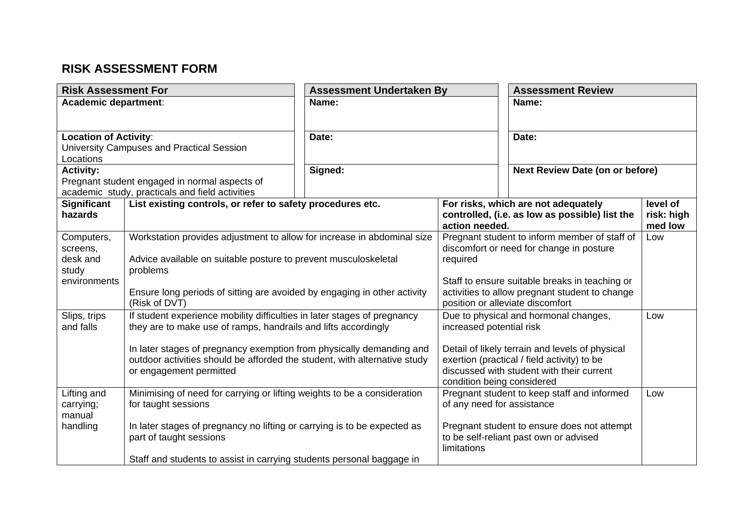# RISK ASSESSMENT FORM

| Risk Assessment For | Assessment Undertaken By | Assessment Review |
|---|---|---|
| **Academic department**: | **Name:** | **Name:** |
| **Location of Activity**: University Campuses and Practical Session Locations | **Date:** | **Date:** |
| **Activity:** Pregnant student engaged in normal aspects of academic study, practicals and field activities | **Signed:** | **Next Review Date (on or before)** |

| Significant hazards | List existing controls, or refer to safety procedures etc. | For risks, which are not adequately controlled, (i.e. as low as possible) list the action needed. | level of risk: high med low |
|---|---|---|---|
| Computers, screens, desk and study environments | Workstation provides adjustment to allow for increase in abdominal size<br><br>Advice available on suitable posture to prevent musculoskeletal problems<br><br>Ensure long periods of sitting are avoided by engaging in other activity (Risk of DVT) | Pregnant student to inform member of staff of discomfort or need for change in posture required<br><br>Staff to ensure suitable breaks in teaching or activities to allow pregnant student to change position or alleviate discomfort | Low |
| Slips, trips and falls | If student experience mobility difficulties in later stages of pregnancy they are to make use of ramps, handrails and lifts accordingly<br><br>In later stages of pregnancy exemption from physically demanding and outdoor activities should be afforded the student, with alternative study or engagement permitted | Due to physical and hormonal changes, increased potential risk<br><br>Detail of likely terrain and levels of physical exertion (practical / field activity) to be discussed with student with their current condition being considered | Low |
| Lifting and carrying; manual handling | Minimising of need for carrying or lifting weights to be a consideration for taught sessions<br><br>In later stages of pregnancy no lifting or carrying is to be expected as part of taught sessions<br><br>Staff and students to assist in carrying students personal baggage in | Pregnant student to keep staff and informed of any need for assistance<br><br>Pregnant student to ensure does not attempt to be self-reliant past own or advised limitations | Low |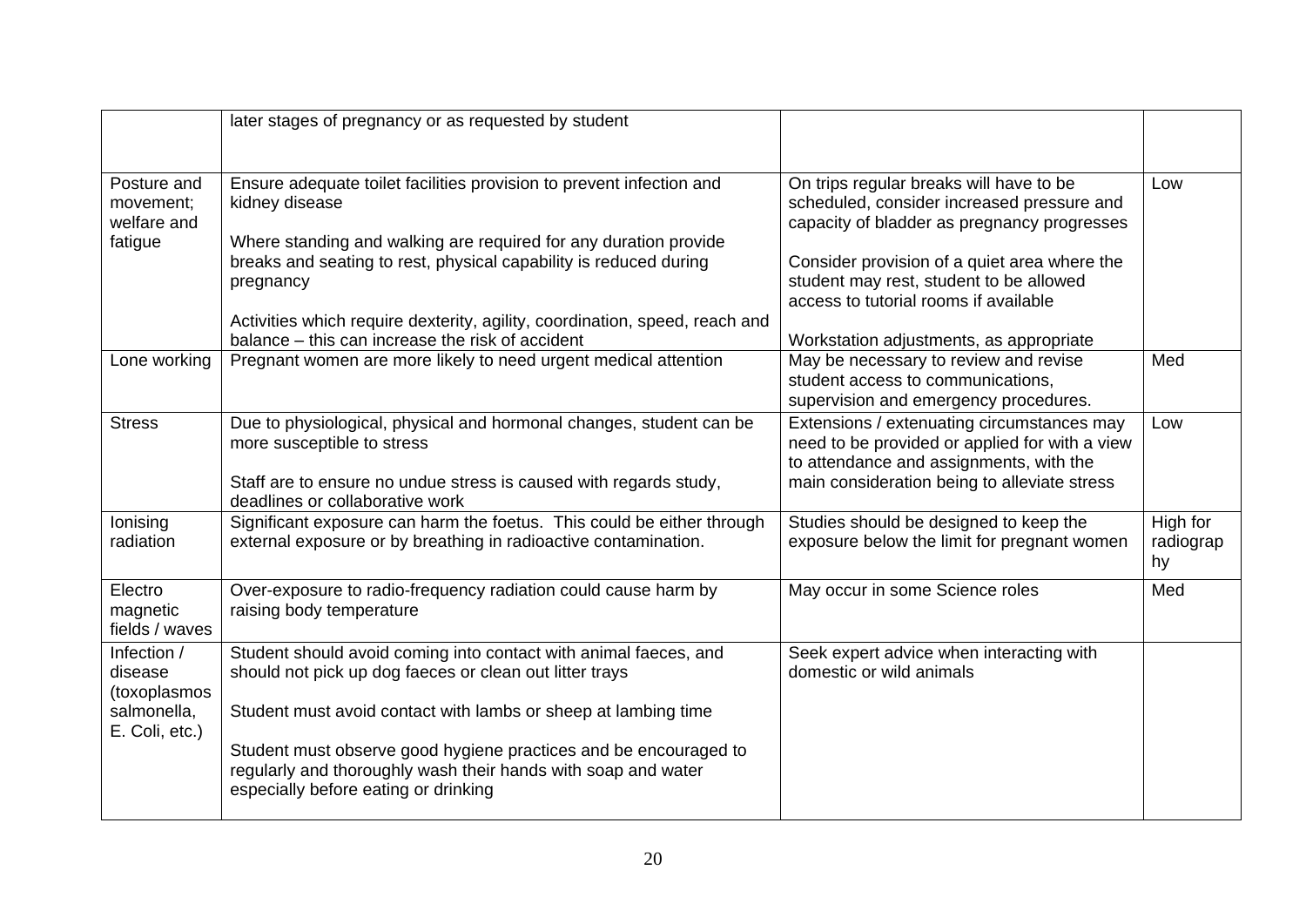| | | | |
|---|---|---|---|
| | later stages of pregnancy or as requested by student | | |
| Posture and movement; welfare and fatigue | Ensure adequate toilet facilities provision to prevent infection and kidney disease<br><br>Where standing and walking are required for any duration provide breaks and seating to rest, physical capability is reduced during pregnancy<br><br>Activities which require dexterity, agility, coordination, speed, reach and balance – this can increase the risk of accident | On trips regular breaks will have to be scheduled, consider increased pressure and capacity of bladder as pregnancy progresses<br><br>Consider provision of a quiet area where the student may rest, student to be allowed access to tutorial rooms if available<br><br>Workstation adjustments, as appropriate | Low |
| Lone working | Pregnant women are more likely to need urgent medical attention | May be necessary to review and revise student access to communications, supervision and emergency procedures. | Med |
| Stress | Due to physiological, physical and hormonal changes, student can be more susceptible to stress<br><br>Staff are to ensure no undue stress is caused with regards study, deadlines or collaborative work | Extensions / extenuating circumstances may need to be provided or applied for with a view to attendance and assignments, with the main consideration being to alleviate stress | Low |
| Ionising radiation | Significant exposure can harm the foetus. This could be either through external exposure or by breathing in radioactive contamination. | Studies should be designed to keep the exposure below the limit for pregnant women | High for radiography |
| Electro magnetic fields / waves | Over-exposure to radio-frequency radiation could cause harm by raising body temperature | May occur in some Science roles | Med |
| Infection / disease (toxoplasmos salmonella, E. Coli, etc.) | Student should avoid coming into contact with animal faeces, and should not pick up dog faeces or clean out litter trays<br><br>Student must avoid contact with lambs or sheep at lambing time<br><br>Student must observe good hygiene practices and be encouraged to regularly and thoroughly wash their hands with soap and water especially before eating or drinking | Seek expert advice when interacting with domestic or wild animals | |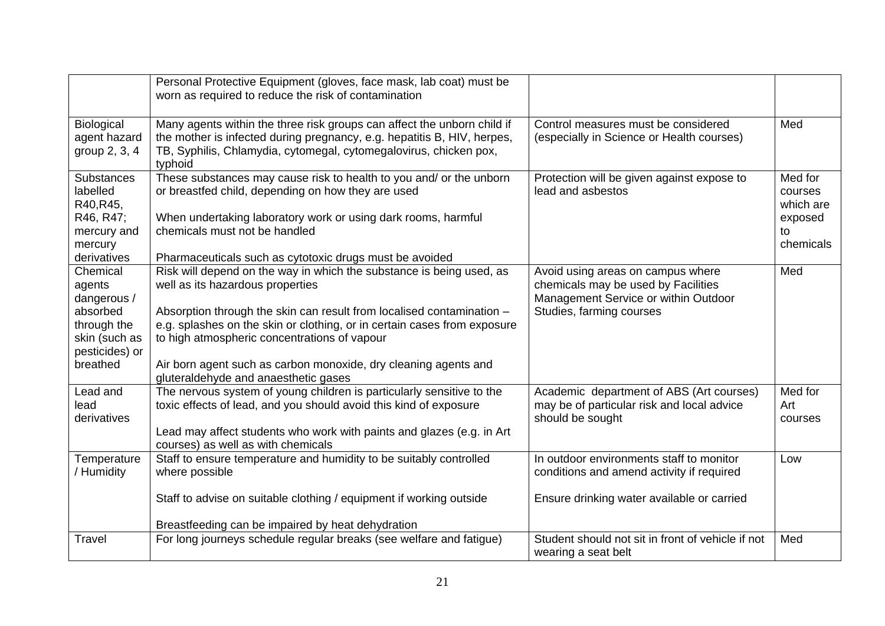| | | | |
|---|---|---|---|
| | Personal Protective Equipment (gloves, face mask, lab coat) must be worn as required to reduce the risk of contamination | | |
| Biological agent hazard group 2, 3, 4 | Many agents within the three risk groups can affect the unborn child if the mother is infected during pregnancy, e.g. hepatitis B, HIV, herpes, TB, Syphilis, Chlamydia, cytomegal, cytomegalovirus, chicken pox, typhoid | Control measures must be considered (especially in Science or Health courses) | Med |
| Substances labelled R40,R45, R46, R47; mercury and mercury derivatives | These substances may cause risk to health to you and/ or the unborn or breastfed child, depending on how they are used<br><br>When undertaking laboratory work or using dark rooms, harmful chemicals must not be handled<br><br>Pharmaceuticals such as cytotoxic drugs must be avoided | Protection will be given against expose to lead and asbestos | Med for courses which are exposed to chemicals |
| Chemical agents dangerous / absorbed through the skin (such as pesticides) or breathed | Risk will depend on the way in which the substance is being used, as well as its hazardous properties<br><br>Absorption through the skin can result from localised contamination – e.g. splashes on the skin or clothing, or in certain cases from exposure to high atmospheric concentrations of vapour<br><br>Air born agent such as carbon monoxide, dry cleaning agents and gluteraldehyde and anaesthetic gases | Avoid using areas on campus where chemicals may be used by Facilities Management Service or within Outdoor Studies, farming courses | Med |
| Lead and lead derivatives | The nervous system of young children is particularly sensitive to the toxic effects of lead, and you should avoid this kind of exposure<br><br>Lead may affect students who work with paints and glazes (e.g. in Art courses) as well as with chemicals | Academic department of ABS (Art courses) may be of particular risk and local advice should be sought | Med for Art courses |
| Temperature / Humidity | Staff to ensure temperature and humidity to be suitably controlled where possible<br><br>Staff to advise on suitable clothing / equipment if working outside<br><br>Breastfeeding can be impaired by heat dehydration | In outdoor environments staff to monitor conditions and amend activity if required<br><br>Ensure drinking water available or carried | Low |
| Travel | For long journeys schedule regular breaks (see welfare and fatigue) | Student should not sit in front of vehicle if not wearing a seat belt | Med |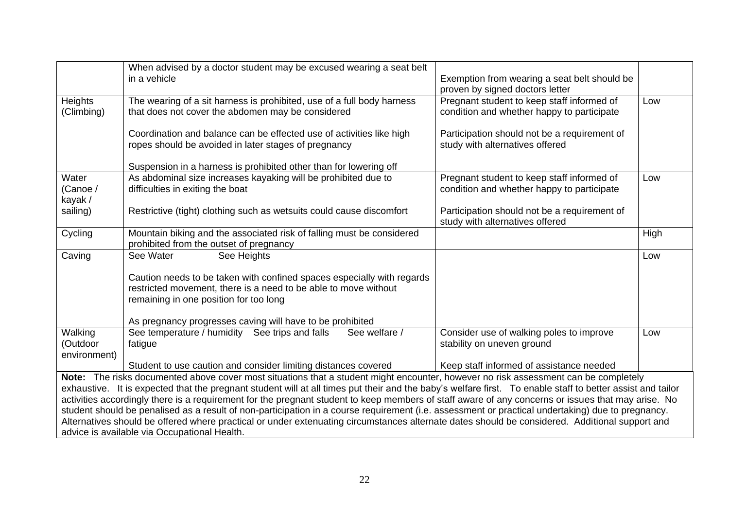| | | | |
|---|---|---|---|
| | When advised by a doctor student may be excused wearing a seat belt in a vehicle | Exemption from wearing a seat belt should be proven by signed doctors letter | |
| Heights (Climbing) | The wearing of a sit harness is prohibited, use of a full body harness that does not cover the abdomen may be considered<br><br>Coordination and balance can be effected use of activities like high ropes should be avoided in later stages of pregnancy<br><br>Suspension in a harness is prohibited other than for lowering off | Pregnant student to keep staff informed of condition and whether happy to participate<br><br>Participation should not be a requirement of study with alternatives offered | Low |
| Water (Canoe / kayak / sailing) | As abdominal size increases kayaking will be prohibited due to difficulties in exiting the boat<br><br>Restrictive (tight) clothing such as wetsuits could cause discomfort | Pregnant student to keep staff informed of condition and whether happy to participate<br><br>Participation should not be a requirement of study with alternatives offered | Low |
| Cycling | Mountain biking and the associated risk of falling must be considered prohibited from the outset of pregnancy | | High |
| Caving | See Water See Heights<br><br>Caution needs to be taken with confined spaces especially with regards restricted movement, there is a need to be able to move without remaining in one position for too long<br><br>As pregnancy progresses caving will have to be prohibited | | Low |
| Walking (Outdoor environment) | See temperature / humidity See trips and falls See welfare / fatigue<br><br>Student to use caution and consider limiting distances covered | Consider use of walking poles to improve stability on uneven ground<br><br>Keep staff informed of assistance needed | Low |

**Note:** The risks documented above cover most situations that a student might encounter, however no risk assessment can be completely exhaustive. It is expected that the pregnant student will at all times put their and the baby's welfare first. To enable staff to better assist and tailor activities accordingly there is a requirement for the pregnant student to keep members of staff aware of any concerns or issues that may arise. No student should be penalised as a result of non-participation in a course requirement (i.e. assessment or practical undertaking) due to pregnancy. Alternatives should be offered where practical or under extenuating circumstances alternate dates should be considered. Additional support and advice is available via Occupational Health.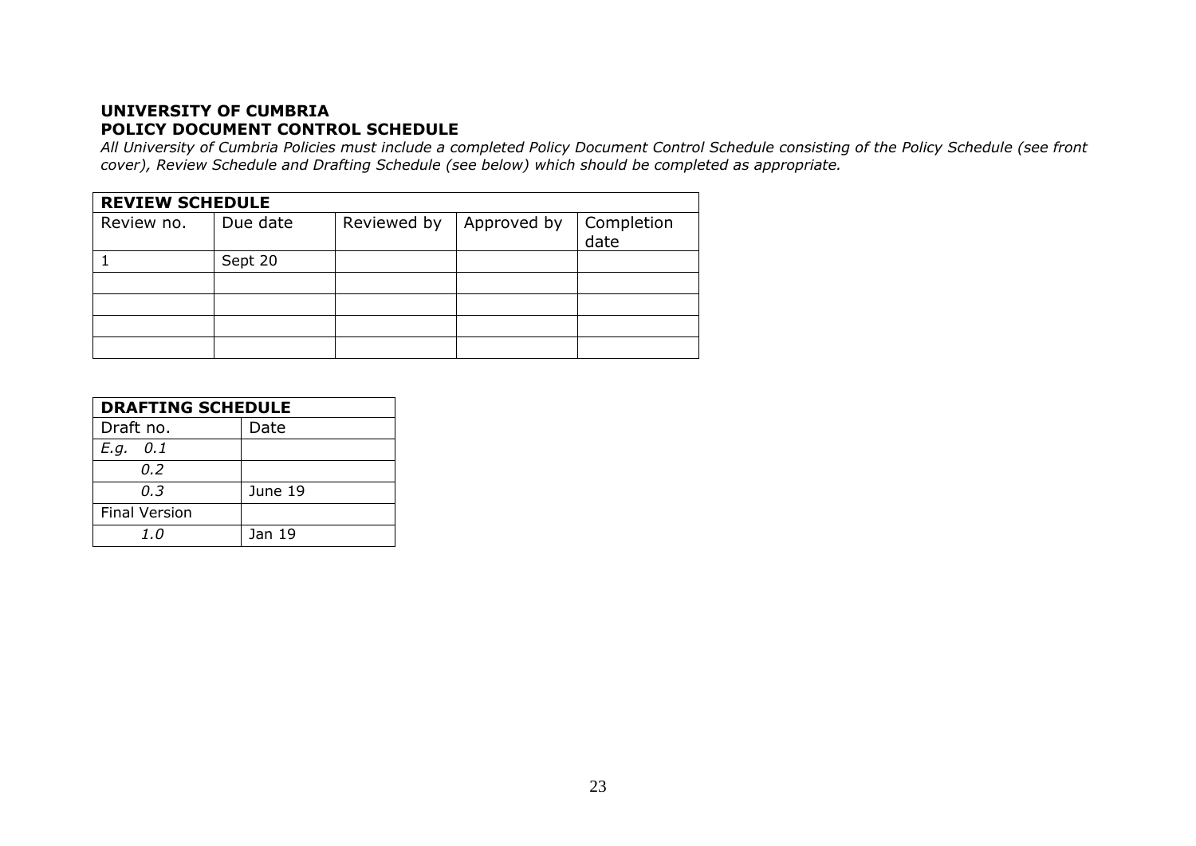**UNIVERSITY OF CUMBRIA**
**POLICY DOCUMENT CONTROL SCHEDULE**

*All University of Cumbria Policies must include a completed Policy Document Control Schedule consisting of the Policy Schedule (see front cover), Review Schedule and Drafting Schedule (see below) which should be completed as appropriate.*

| **REVIEW SCHEDULE** | | | | |
|---|---|---|---|---|
| Review no. | Due date | Reviewed by | Approved by | Completion date |
| 1 | Sept 20 | | | |
| | | | | |
| | | | | |
| | | | | |
| | | | | |

| **DRAFTING SCHEDULE** | |
|---|---|
| Draft no. | Date |
| *E.g. 0.1* | |
| *0.2* | |
| *0.3* | June 19 |
| Final Version | |
| *1.0* | Jan 19 |